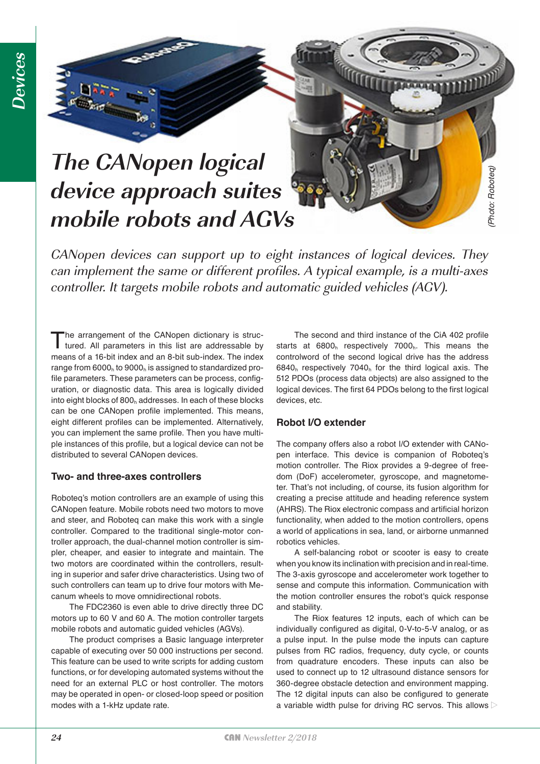# The CANopen logical device approach suites mobile robots and AGVs

(Photo: Roboteq)

*CANopen devices can support up to eight instances of logical devices. They can implement the same or different profiles. A typical example, is a multi-axes controller. It targets mobile robots and automatic guided vehicles (AGV).*

The arrangement of the CANopen dictionary is structured. All parameters in this list are addressable by means of a 16-bit index and an 8-bit sub-index. The index range from $6000_h$ to $9000_h$ is assigned to standardized profile parameters. These parameters can be process, configuration, or diagnostic data. This area is logically divided into eight blocks of $800_h$ addresses. In each of these blocks can be one CANopen profile implemented. This means, eight different profiles can be implemented. Alternatively, you can implement the same profile. Then you have multiple instances of this profile, but a logical device can not be distributed to several CANopen devices.

## Two- and three-axes controllers

Roboteq's motion controllers are an example of using this CANopen feature. Mobile robots need two motors to move and steer, and Roboteq can make this work with a single controller. Compared to the traditional single-motor controller approach, the dual-channel motion controller is simpler, cheaper, and easier to integrate and maintain. The two motors are coordinated within the controllers, resulting in superior and safer drive characteristics. Using two of such controllers can team up to drive four motors with Mecanum wheels to move omnidirectional robots.

The FDC2360 is even able to drive directly three DC motors up to 60 V and 60 A. The motion controller targets mobile robots and automatic guided vehicles (AGVs).

The product comprises a Basic language interpreter capable of executing over 50 000 instructions per second. This feature can be used to write scripts for adding custom functions, or for developing automated systems without the need for an external PLC or host controller. The motors may be operated in open- or closed-loop speed or position modes with a 1-kHz update rate.

The second and third instance of the CiA 402 profile starts at $6800_h$ respectively $7000_h$. This means the controlword of the second logical drive has the address $6840_h$ respectively $7040_h$ for the third logical axis. The 512 PDOs (process data objects) are also assigned to the logical devices. The first 64 PDOs belong to the first logical devices, etc.

## Robot I/O extender

The company offers also a robot I/O extender with CANopen interface. This device is companion of Roboteq's motion controller. The Riox provides a 9-degree of freedom (DoF) accelerometer, gyroscope, and magnetometer. That's not including, of course, its fusion algorithm for creating a precise attitude and heading reference system (AHRS). The Riox electronic compass and artificial horizon functionality, when added to the motion controllers, opens a world of applications in sea, land, or airborne unmanned robotics vehicles.

A self-balancing robot or scooter is easy to create when you know its inclination with precision and in real-time. The 3-axis gyroscope and accelerometer work together to sense and compute this information. Communication with the motion controller ensures the robot's quick response and stability.

The Riox features 12 inputs, each of which can be individually configured as digital, 0-V-to-5-V analog, or as a pulse input. In the pulse mode the inputs can capture pulses from RC radios, frequency, duty cycle, or counts from quadrature encoders. These inputs can also be used to connect up to 12 ultrasound distance sensors for 360-degree obstacle detection and environment mapping. The 12 digital inputs can also be configured to generate a variable width pulse for driving RC servos. This allows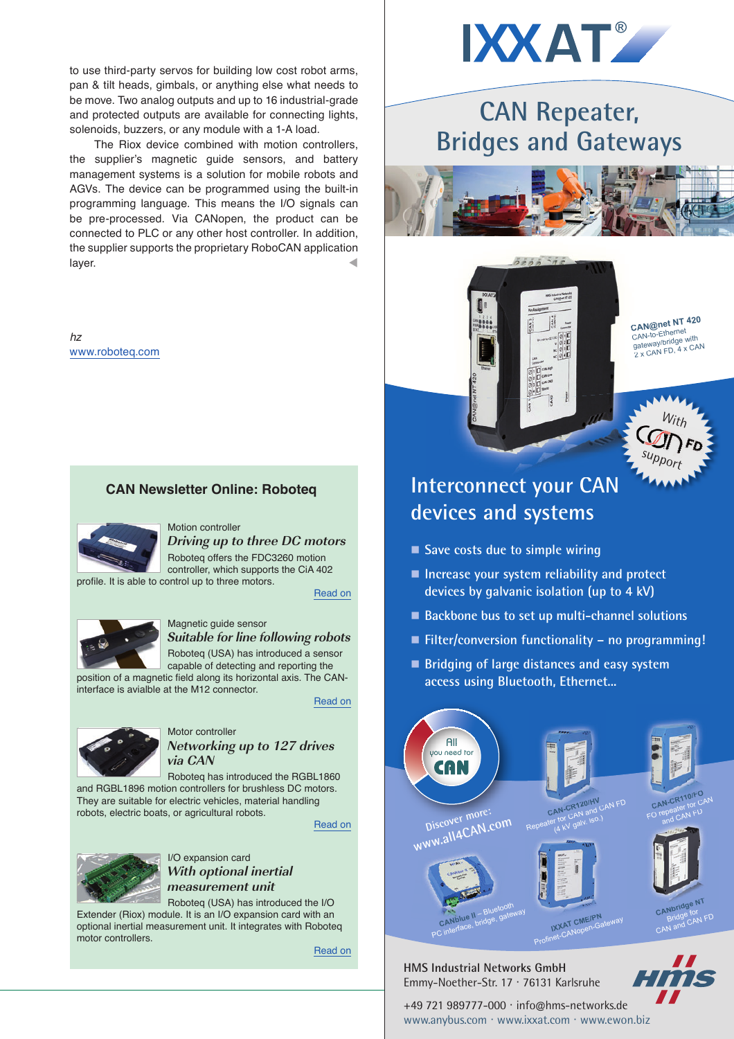to use third-party servos for building low cost robot arms, pan & tilt heads, gimbals, or anything else what needs to be move. Two analog outputs and up to 16 industrial-grade and protected outputs are available for connecting lights, solenoids, buzzers, or any module with a 1-A load.

The Riox device combined with motion controllers, the supplier's magnetic guide sensors, and battery management systems is a solution for mobile robots and AGVs. The device can be programmed using the built-in programming language. This means the I/O signals can be pre-processed. Via CANopen, the product can be connected to PLC or any other host controller. In addition, the supplier supports the proprietary RoboCAN application layer. ◀

*hz*
www.roboteq.com

### CAN Newsletter Online: Roboteq

Motion controller
***Driving up to three DC motors***
Roboteq offers the FDC3260 motion controller, which supports the CiA 402 profile. It is able to control up to three motors.
Read on

Magnetic guide sensor
***Suitable for line following robots***
Roboteq (USA) has introduced a sensor capable of detecting and reporting the position of a magnetic field along its horizontal axis. The CAN-interface is avialble at the M12 connector.
Read on

Motor controller
***Networking up to 127 drives via CAN***
Roboteq has introduced the RGBL1860 and RGBL1896 motion controllers for brushless DC motors. They are suitable for electric vehicles, material handling robots, electric boats, or agricultural robots.
Read on

I/O expansion card
***With optional inertial measurement unit***
Roboteq (USA) has introduced the I/O Extender (Riox) module. It is an I/O expansion card with an optional inertial measurement unit. It integrates with Roboteq motor controllers.
Read on

IXXAT®

## CAN Repeater, Bridges and Gateways

CAN@net NT 420
CAN-to-Ethernet gateway/bridge with 2 x CAN FD, 4 x CAN

With CAN FD support

## Interconnect your CAN devices and systems

- Save costs due to simple wiring
- Increase your system reliability and protect devices by galvanic isolation (up to 4 kV)
- Backbone bus to set up multi-channel solutions
- Filter/conversion functionality – no programming!
- Bridging of large distances and easy system access using Bluetooth, Ethernet...

All you need for CAN

Discover more: www.all4CAN.com

CAN-CR120/HV
Repeater for CAN and CAN FD (4 kV galv. iso.)

CAN-CR110/FO
FO repeater for CAN and CAN FD

CANblue II – Bluetooth
PC interface, bridge, gateway

IXXAT CME/PN
Profinet-CANopen-Gateway

CANbridge NT
Bridge for CAN and CAN FD

HMS Industrial Networks GmbH
Emmy-Noether-Str. 17 · 76131 Karlsruhe

+49 721 989777-000 · info@hms-networks.de
www.anybus.com · www.ixxat.com · www.ewon.biz